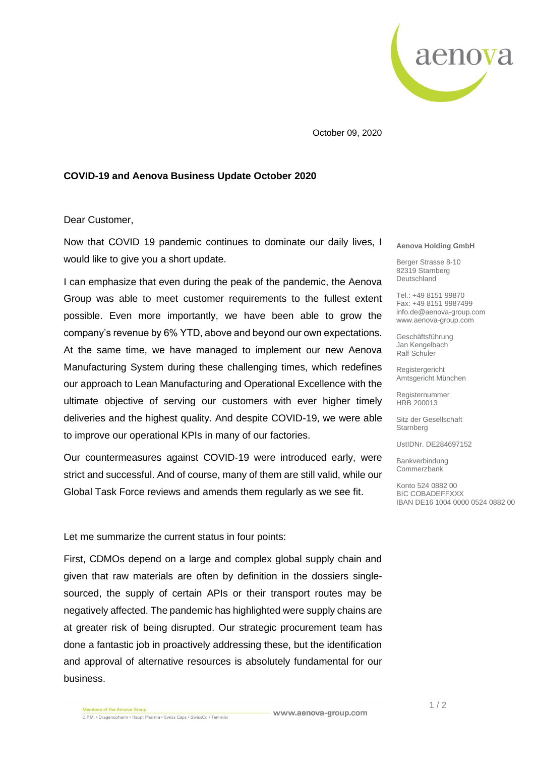October 09, 2020

**COVID-19 and Aenova Business Update October 2020**

Dear Customer,

Now that COVID 19 pandemic continues to dominate our daily lives, I would like to give you a short update.

I can emphasize that even during the peak of the pandemic, the Aenova Group was able to meet customer requirements to the fullest extent possible. Even more importantly, we have been able to grow the company's revenue by 6% YTD, above and beyond our own expectations. At the same time, we have managed to implement our new Aenova Manufacturing System during these challenging times, which redefines our approach to Lean Manufacturing and Operational Excellence with the ultimate objective of serving our customers with ever higher timely deliveries and the highest quality. And despite COVID-19, we were able to improve our operational KPIs in many of our factories.

Our countermeasures against COVID-19 were introduced early, were strict and successful. And of course, many of them are still valid, while our Global Task Force reviews and amends them regularly as we see fit.

Let me summarize the current status in four points:

First, CDMOs depend on a large and complex global supply chain and given that raw materials are often by definition in the dossiers single-sourced, the supply of certain APIs or their transport routes may be negatively affected. The pandemic has highlighted were supply chains are at greater risk of being disrupted. Our strategic procurement team has done a fantastic job in proactively addressing these, but the identification and approval of alternative resources is absolutely fundamental for our business.

**Aenova Holding GmbH**

Berger Strasse 8-10
82319 Starnberg
Deutschland

Tel.: +49 8151 99870
Fax: +49 8151 9987499
info.de@aenova-group.com
www.aenova-group.com

Geschäftsführung
Jan Kengelbach
Ralf Schuler

Registergericht
Amtsgericht München

Registernummer
HRB 200013

Sitz der Gesellschaft
Starnberg

UstIDNr. DE284697152

Bankverbindung
Commerzbank

Konto 524 0882 00
BIC COBADEFFXXX
IBAN DE16 1004 0000 0524 0882 00

Members of the Aenova Group
C.P.M. • Dragenopharm • Haupt Pharma • Swiss Caps • SwissCo • Temmler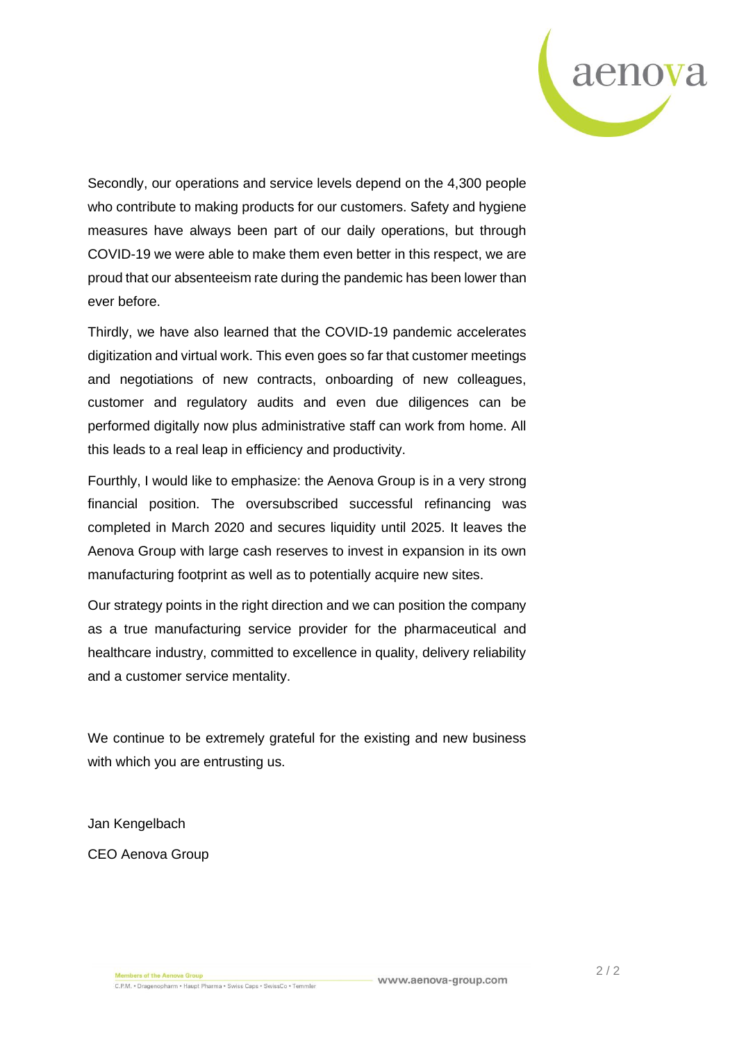Secondly, our operations and service levels depend on the 4,300 people who contribute to making products for our customers. Safety and hygiene measures have always been part of our daily operations, but through COVID-19 we were able to make them even better in this respect, we are proud that our absenteeism rate during the pandemic has been lower than ever before.

Thirdly, we have also learned that the COVID-19 pandemic accelerates digitization and virtual work. This even goes so far that customer meetings and negotiations of new contracts, onboarding of new colleagues, customer and regulatory audits and even due diligences can be performed digitally now plus administrative staff can work from home. All this leads to a real leap in efficiency and productivity.

Fourthly, I would like to emphasize: the Aenova Group is in a very strong financial position. The oversubscribed successful refinancing was completed in March 2020 and secures liquidity until 2025. It leaves the Aenova Group with large cash reserves to invest in expansion in its own manufacturing footprint as well as to potentially acquire new sites.

Our strategy points in the right direction and we can position the company as a true manufacturing service provider for the pharmaceutical and healthcare industry, committed to excellence in quality, delivery reliability and a customer service mentality.

We continue to be extremely grateful for the existing and new business with which you are entrusting us.

Jan Kengelbach

CEO Aenova Group